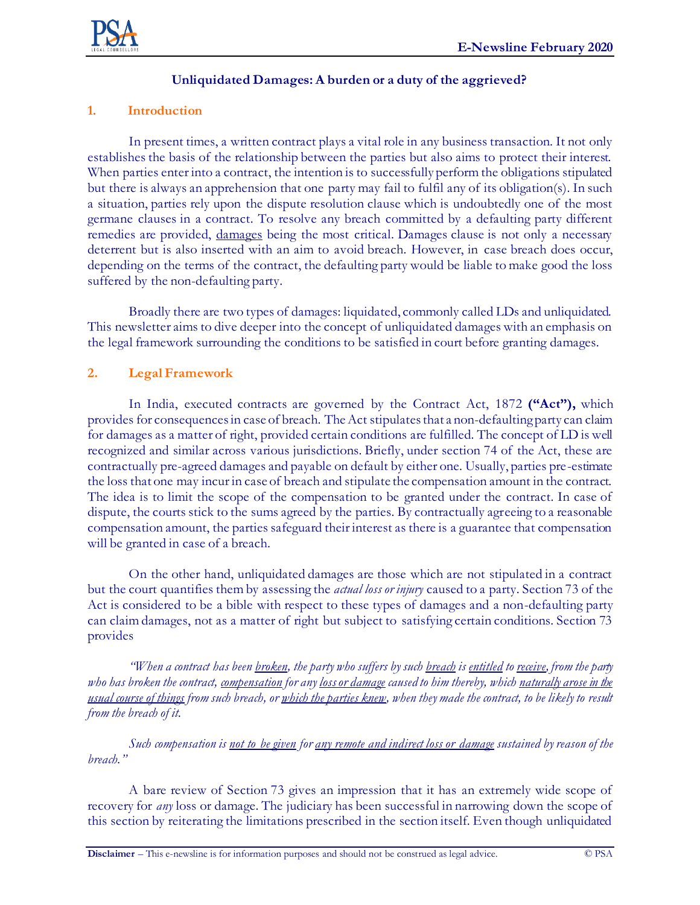## Unliquidated Damages: A burden or a duty of the aggrieved?

### 1. Introduction

In present times, a written contract plays a vital role in any business transaction. It not only establishes the basis of the relationship between the parties but also aims to protect their interest. When parties enter into a contract, the intention is to successfully perform the obligations stipulated but there is always an apprehension that one party may fail to fulfil any of its obligation(s). In such a situation, parties rely upon the dispute resolution clause which is undoubtedly one of the most germane clauses in a contract. To resolve any breach committed by a defaulting party different remedies are provided, <u>damages</u> being the most critical. Damages clause is not only a necessary deterrent but is also inserted with an aim to avoid breach. However, in case breach does occur, depending on the terms of the contract, the defaulting party would be liable to make good the loss suffered by the non-defaulting party.

Broadly there are two types of damages: liquidated, commonly called LDs and unliquidated. This newsletter aims to dive deeper into the concept of unliquidated damages with an emphasis on the legal framework surrounding the conditions to be satisfied in court before granting damages.

### 2. Legal Framework

In India, executed contracts are governed by the Contract Act, 1872 **("Act"),** which provides for consequences in case of breach. The Act stipulates that a non-defaulting party can claim for damages as a matter of right, provided certain conditions are fulfilled. The concept of LD is well recognized and similar across various jurisdictions. Briefly, under section 74 of the Act, these are contractually pre-agreed damages and payable on default by either one. Usually, parties pre-estimate the loss that one may incur in case of breach and stipulate the compensation amount in the contract. The idea is to limit the scope of the compensation to be granted under the contract. In case of dispute, the courts stick to the sums agreed by the parties. By contractually agreeing to a reasonable compensation amount, the parties safeguard their interest as there is a guarantee that compensation will be granted in case of a breach.

On the other hand, unliquidated damages are those which are not stipulated in a contract but the court quantifies them by assessing the *actual loss or injury* caused to a party. Section 73 of the Act is considered to be a bible with respect to these types of damages and a non-defaulting party can claim damages, not as a matter of right but subject to satisfying certain conditions. Section 73 provides

*"When a contract has been <u>broken</u>, the party who suffers by such <u>breach</u> is <u>entitled</u> to <u>receive</u>, from the party who has broken the contract, <u>compensation</u> for any <u>loss or damage</u> caused to him thereby, which <u>naturally arose in the usual course of things</u> from such breach, or <u>which the parties knew</u>, when they made the contract, to be likely to result from the breach of it.*

*Such compensation is <u>not to be given</u> for <u>any remote and indirect loss or damage</u> sustained by reason of the breach."*

A bare review of Section 73 gives an impression that it has an extremely wide scope of recovery for *any* loss or damage. The judiciary has been successful in narrowing down the scope of this section by reiterating the limitations prescribed in the section itself. Even though unliquidated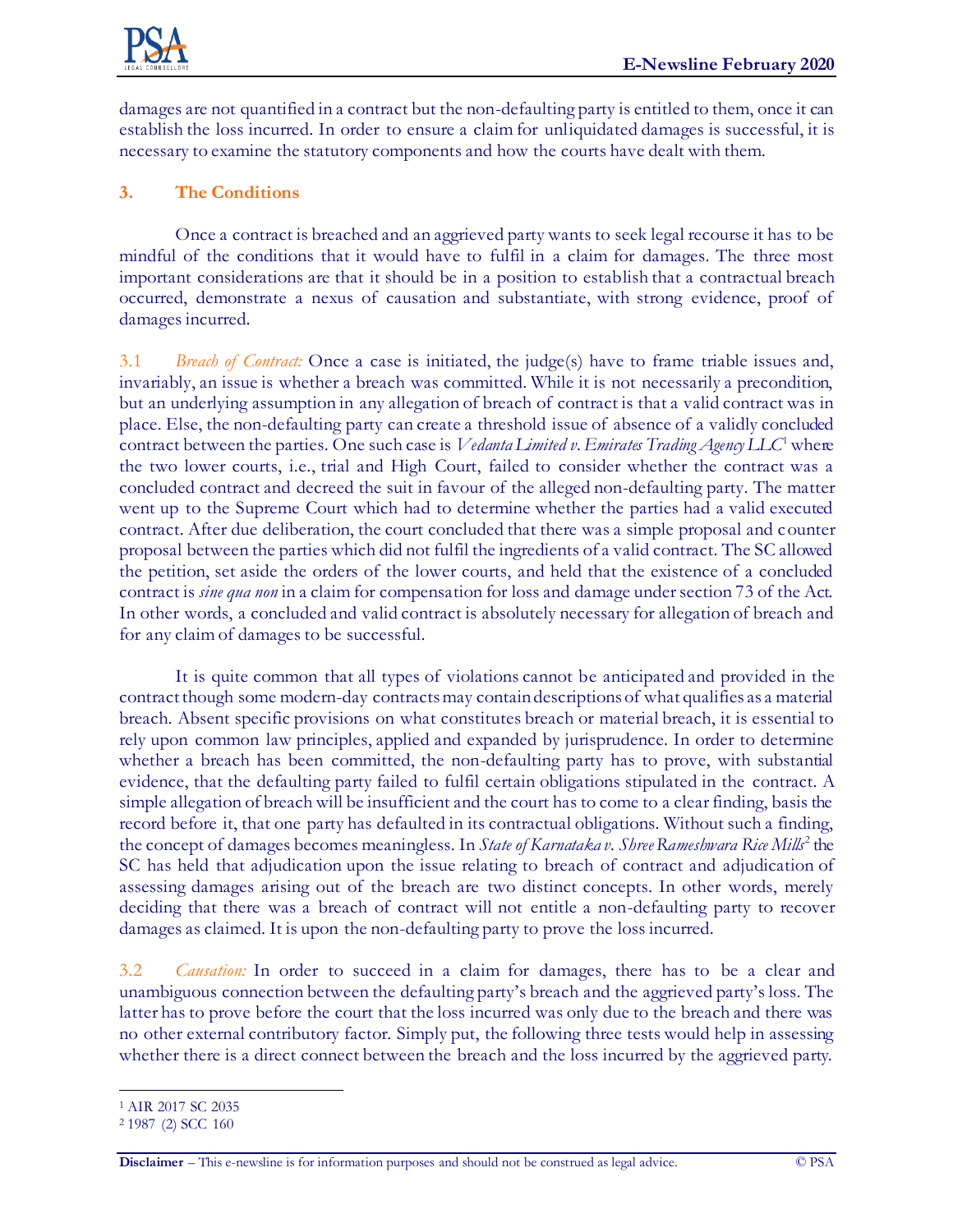damages are not quantified in a contract but the non-defaulting party is entitled to them, once it can establish the loss incurred. In order to ensure a claim for unliquidated damages is successful, it is necessary to examine the statutory components and how the courts have dealt with them.

## 3. The Conditions

Once a contract is breached and an aggrieved party wants to seek legal recourse it has to be mindful of the conditions that it would have to fulfil in a claim for damages. The three most important considerations are that it should be in a position to establish that a contractual breach occurred, demonstrate a nexus of causation and substantiate, with strong evidence, proof of damages incurred.

3.1 *Breach of Contract:* Once a case is initiated, the judge(s) have to frame triable issues and, invariably, an issue is whether a breach was committed. While it is not necessarily a precondition, but an underlying assumption in any allegation of breach of contract is that a valid contract was in place. Else, the non-defaulting party can create a threshold issue of absence of a validly concluded contract between the parties. One such case is *Vedanta Limited v. Emirates Trading Agency LLC*[1] where the two lower courts, i.e., trial and High Court, failed to consider whether the contract was a concluded contract and decreed the suit in favour of the alleged non-defaulting party. The matter went up to the Supreme Court which had to determine whether the parties had a valid executed contract. After due deliberation, the court concluded that there was a simple proposal and counter proposal between the parties which did not fulfil the ingredients of a valid contract. The SC allowed the petition, set aside the orders of the lower courts, and held that the existence of a concluded contract is *sine qua non* in a claim for compensation for loss and damage under section 73 of the Act. In other words, a concluded and valid contract is absolutely necessary for allegation of breach and for any claim of damages to be successful.

It is quite common that all types of violations cannot be anticipated and provided in the contract though some modern-day contracts may contain descriptions of what qualifies as a material breach. Absent specific provisions on what constitutes breach or material breach, it is essential to rely upon common law principles, applied and expanded by jurisprudence. In order to determine whether a breach has been committed, the non-defaulting party has to prove, with substantial evidence, that the defaulting party failed to fulfil certain obligations stipulated in the contract. A simple allegation of breach will be insufficient and the court has to come to a clear finding, basis the record before it, that one party has defaulted in its contractual obligations. Without such a finding, the concept of damages becomes meaningless. In *State of Karnataka v. Shree Rameshwara Rice Mills*[2] the SC has held that adjudication upon the issue relating to breach of contract and adjudication of assessing damages arising out of the breach are two distinct concepts. In other words, merely deciding that there was a breach of contract will not entitle a non-defaulting party to recover damages as claimed. It is upon the non-defaulting party to prove the loss incurred.

3.2 *Causation:* In order to succeed in a claim for damages, there has to be a clear and unambiguous connection between the defaulting party's breach and the aggrieved party's loss. The latter has to prove before the court that the loss incurred was only due to the breach and there was no other external contributory factor. Simply put, the following three tests would help in assessing whether there is a direct connect between the breach and the loss incurred by the aggrieved party.

---

[1] AIR 2017 SC 2035

[2] 1987 (2) SCC 160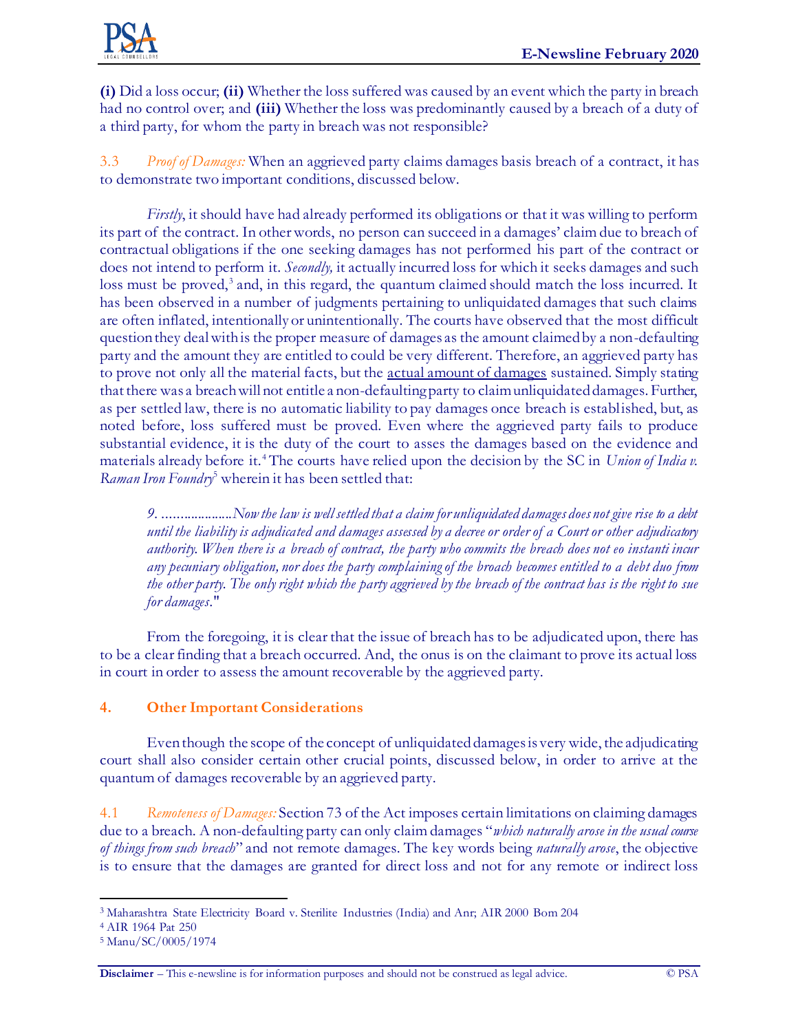**(i)** Did a loss occur; **(ii)** Whether the loss suffered was caused by an event which the party in breach had no control over; and **(iii)** Whether the loss was predominantly caused by a breach of a duty of a third party, for whom the party in breach was not responsible?

3.3 *Proof of Damages:* When an aggrieved party claims damages basis breach of a contract, it has to demonstrate two important conditions, discussed below.

*Firstly*, it should have had already performed its obligations or that it was willing to perform its part of the contract. In other words, no person can succeed in a damages' claim due to breach of contractual obligations if the one seeking damages has not performed his part of the contract or does not intend to perform it. *Secondly,* it actually incurred loss for which it seeks damages and such loss must be proved,[3] and, in this regard, the quantum claimed should match the loss incurred. It has been observed in a number of judgments pertaining to unliquidated damages that such claims are often inflated, intentionally or unintentionally. The courts have observed that the most difficult question they deal with is the proper measure of damages as the amount claimed by a non-defaulting party and the amount they are entitled to could be very different. Therefore, an aggrieved party has to prove not only all the material facts, but the <u>actual amount of damages</u> sustained. Simply stating that there was a breach will not entitle a non-defaulting party to claim unliquidated damages. Further, as per settled law, there is no automatic liability to pay damages once breach is established, but, as noted before, loss suffered must be proved. Even where the aggrieved party fails to produce substantial evidence, it is the duty of the court to asses the damages based on the evidence and materials already before it.[4] The courts have relied upon the decision by the SC in *Union of India v. Raman Iron Foundry*[5] wherein it has been settled that:

> *9. ...................Now the law is well settled that a claim for unliquidated damages does not give rise to a debt until the liability is adjudicated and damages assessed by a decree or order of a Court or other adjudicatory authority. When there is a breach of contract, the party who commits the breach does not eo instanti incur any pecuniary obligation, nor does the party complaining of the broach becomes entitled to a debt duo from the other party. The only right which the party aggrieved by the breach of the contract has is the right to sue for damages*."

From the foregoing, it is clear that the issue of breach has to be adjudicated upon, there has to be a clear finding that a breach occurred. And, the onus is on the claimant to prove its actual loss in court in order to assess the amount recoverable by the aggrieved party.

## 4. Other Important Considerations

Even though the scope of the concept of unliquidated damages is very wide, the adjudicating court shall also consider certain other crucial points, discussed below, in order to arrive at the quantum of damages recoverable by an aggrieved party.

4.1 *Remoteness of Damages:* Section 73 of the Act imposes certain limitations on claiming damages due to a breach. A non-defaulting party can only claim damages "*which naturally arose in the usual course of things from such breach*" and not remote damages. The key words being *naturally arose*, the objective is to ensure that the damages are granted for direct loss and not for any remote or indirect loss

---

[3] Maharashtra State Electricity Board v. Sterilite Industries (India) and Anr; AIR 2000 Bom 204

[4] AIR 1964 Pat 250

[5] Manu/SC/0005/1974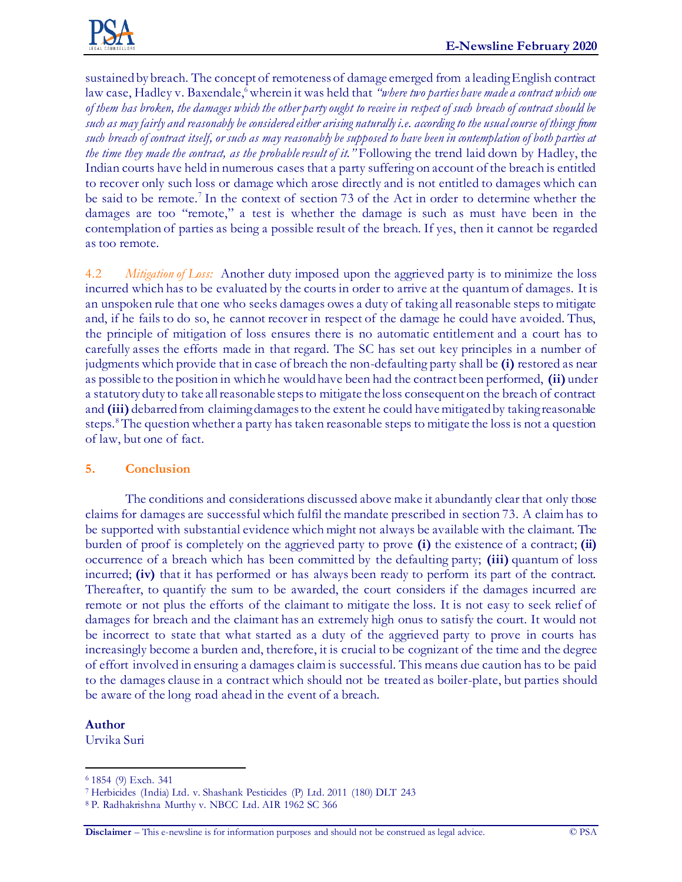sustained by breach. The concept of remoteness of damage emerged from a leading English contract law case, Hadley v. Baxendale,[6] wherein it was held that *"where two parties have made a contract which one of them has broken, the damages which the other party ought to receive in respect of such breach of contract should be such as may fairly and reasonably be considered either arising naturally i.e. according to the usual course of things from such breach of contract itself, or such as may reasonably be supposed to have been in contemplation of both parties at the time they made the contract, as the probable result of it."* Following the trend laid down by Hadley, the Indian courts have held in numerous cases that a party suffering on account of the breach is entitled to recover only such loss or damage which arose directly and is not entitled to damages which can be said to be remote.[7] In the context of section 73 of the Act in order to determine whether the damages are too "remote," a test is whether the damage is such as must have been in the contemplation of parties as being a possible result of the breach. If yes, then it cannot be regarded as too remote.

4.2 *Mitigation of Loss:* Another duty imposed upon the aggrieved party is to minimize the loss incurred which has to be evaluated by the courts in order to arrive at the quantum of damages. It is an unspoken rule that one who seeks damages owes a duty of taking all reasonable steps to mitigate and, if he fails to do so, he cannot recover in respect of the damage he could have avoided. Thus, the principle of mitigation of loss ensures there is no automatic entitlement and a court has to carefully asses the efforts made in that regard. The SC has set out key principles in a number of judgments which provide that in case of breach the non-defaulting party shall be **(i)** restored as near as possible to the position in which he would have been had the contract been performed, **(ii)** under a statutory duty to take all reasonable steps to mitigate the loss consequent on the breach of contract and **(iii)** debarred from claiming damages to the extent he could have mitigated by taking reasonable steps.[8] The question whether a party has taken reasonable steps to mitigate the loss is not a question of law, but one of fact.

## 5. Conclusion

The conditions and considerations discussed above make it abundantly clear that only those claims for damages are successful which fulfil the mandate prescribed in section 73. A claim has to be supported with substantial evidence which might not always be available with the claimant. The burden of proof is completely on the aggrieved party to prove **(i)** the existence of a contract; **(ii)** occurrence of a breach which has been committed by the defaulting party; **(iii)** quantum of loss incurred; **(iv)** that it has performed or has always been ready to perform its part of the contract. Thereafter, to quantify the sum to be awarded, the court considers if the damages incurred are remote or not plus the efforts of the claimant to mitigate the loss. It is not easy to seek relief of damages for breach and the claimant has an extremely high onus to satisfy the court. It would not be incorrect to state that what started as a duty of the aggrieved party to prove in courts has increasingly become a burden and, therefore, it is crucial to be cognizant of the time and the degree of effort involved in ensuring a damages claim is successful. This means due caution has to be paid to the damages clause in a contract which should not be treated as boiler-plate, but parties should be aware of the long road ahead in the event of a breach.

**Author**
Urvika Suri

---

[6] 1854 (9) Exch. 341
[7] Herbicides (India) Ltd. v. Shashank Pesticides (P) Ltd. 2011 (180) DLT 243
[8] P. Radhakrishna Murthy v. NBCC Ltd. AIR 1962 SC 366

**Disclaimer** – This e-newsline is for information purposes and should not be construed as legal advice. © PSA